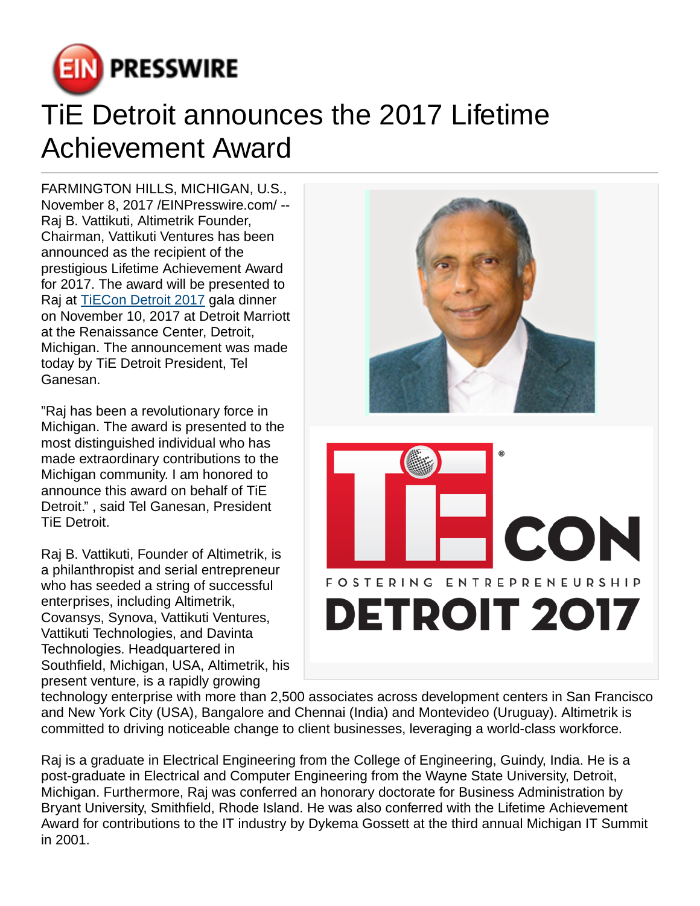# TiE Detroit announces the 2017 Lifetime Achievement Award

FARMINGTON HILLS, MICHIGAN, U.S., November 8, 2017 /EINPresswire.com/ -- Raj B. Vattikuti, Altimetrik Founder, Chairman, Vattikuti Ventures has been announced as the recipient of the prestigious Lifetime Achievement Award for 2017. The award will be presented to Raj at TiECon Detroit 2017 gala dinner on November 10, 2017 at Detroit Marriott at the Renaissance Center, Detroit, Michigan. The announcement was made today by TiE Detroit President, Tel Ganesan.

"Raj has been a revolutionary force in Michigan. The award is presented to the most distinguished individual who has made extraordinary contributions to the Michigan community. I am honored to announce this award on behalf of TiE Detroit." , said Tel Ganesan, President TiE Detroit.

Raj B. Vattikuti, Founder of Altimetrik, is a philanthropist and serial entrepreneur who has seeded a string of successful enterprises, including Altimetrik, Covansys, Synova, Vattikuti Ventures, Vattikuti Technologies, and Davinta Technologies. Headquartered in Southfield, Michigan, USA, Altimetrik, his present venture, is a rapidly growing technology enterprise with more than 2,500 associates across development centers in San Francisco and New York City (USA), Bangalore and Chennai (India) and Montevideo (Uruguay). Altimetrik is committed to driving noticeable change to client businesses, leveraging a world-class workforce.

Raj is a graduate in Electrical Engineering from the College of Engineering, Guindy, India. He is a post-graduate in Electrical and Computer Engineering from the Wayne State University, Detroit, Michigan. Furthermore, Raj was conferred an honorary doctorate for Business Administration by Bryant University, Smithfield, Rhode Island. He was also conferred with the Lifetime Achievement Award for contributions to the IT industry by Dykema Gossett at the third annual Michigan IT Summit in 2001.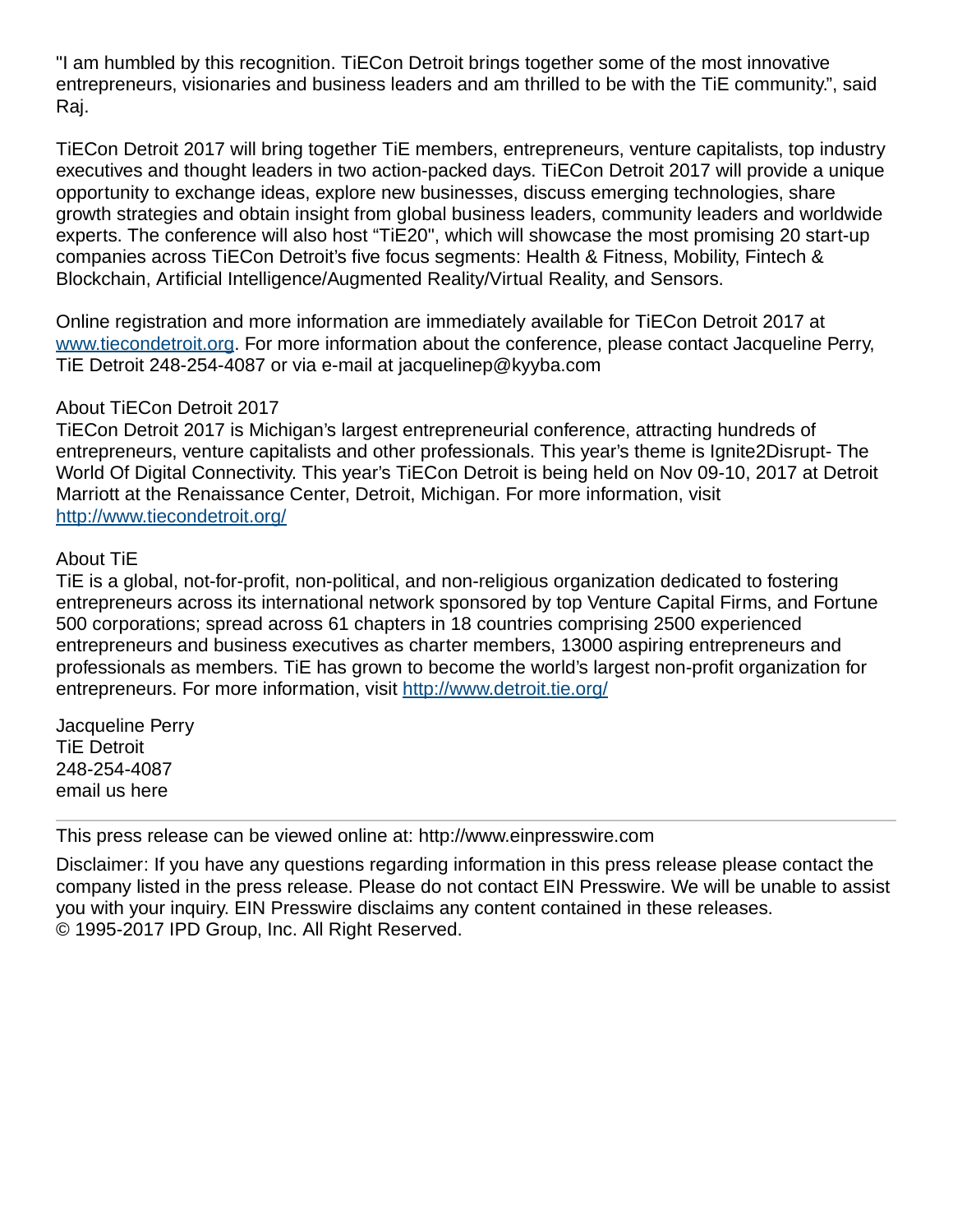"I am humbled by this recognition. TiECon Detroit brings together some of the most innovative entrepreneurs, visionaries and business leaders and am thrilled to be with the TiE community.", said Raj.

TiECon Detroit 2017 will bring together TiE members, entrepreneurs, venture capitalists, top industry executives and thought leaders in two action-packed days. TiECon Detroit 2017 will provide a unique opportunity to exchange ideas, explore new businesses, discuss emerging technologies, share growth strategies and obtain insight from global business leaders, community leaders and worldwide experts. The conference will also host "TiE20", which will showcase the most promising 20 start-up companies across TiECon Detroit's five focus segments: Health & Fitness, Mobility, Fintech & Blockchain, Artificial Intelligence/Augmented Reality/Virtual Reality, and Sensors.

Online registration and more information are immediately available for TiECon Detroit 2017 at www.tiecondetroit.org. For more information about the conference, please contact Jacqueline Perry, TiE Detroit 248-254-4087 or via e-mail at jacquelinep@kyyba.com

About TiECon Detroit 2017
TiECon Detroit 2017 is Michigan's largest entrepreneurial conference, attracting hundreds of entrepreneurs, venture capitalists and other professionals. This year's theme is Ignite2Disrupt- The World Of Digital Connectivity. This year's TiECon Detroit is being held on Nov 09-10, 2017 at Detroit Marriott at the Renaissance Center, Detroit, Michigan. For more information, visit http://www.tiecondetroit.org/

About TiE
TiE is a global, not-for-profit, non-political, and non-religious organization dedicated to fostering entrepreneurs across its international network sponsored by top Venture Capital Firms, and Fortune 500 corporations; spread across 61 chapters in 18 countries comprising 2500 experienced entrepreneurs and business executives as charter members, 13000 aspiring entrepreneurs and professionals as members. TiE has grown to become the world's largest non-profit organization for entrepreneurs. For more information, visit http://www.detroit.tie.org/

Jacqueline Perry
TiE Detroit
248-254-4087
email us here

---

This press release can be viewed online at: http://www.einpresswire.com

Disclaimer: If you have any questions regarding information in this press release please contact the company listed in the press release. Please do not contact EIN Presswire. We will be unable to assist you with your inquiry. EIN Presswire disclaims any content contained in these releases.
© 1995-2017 IPD Group, Inc. All Right Reserved.